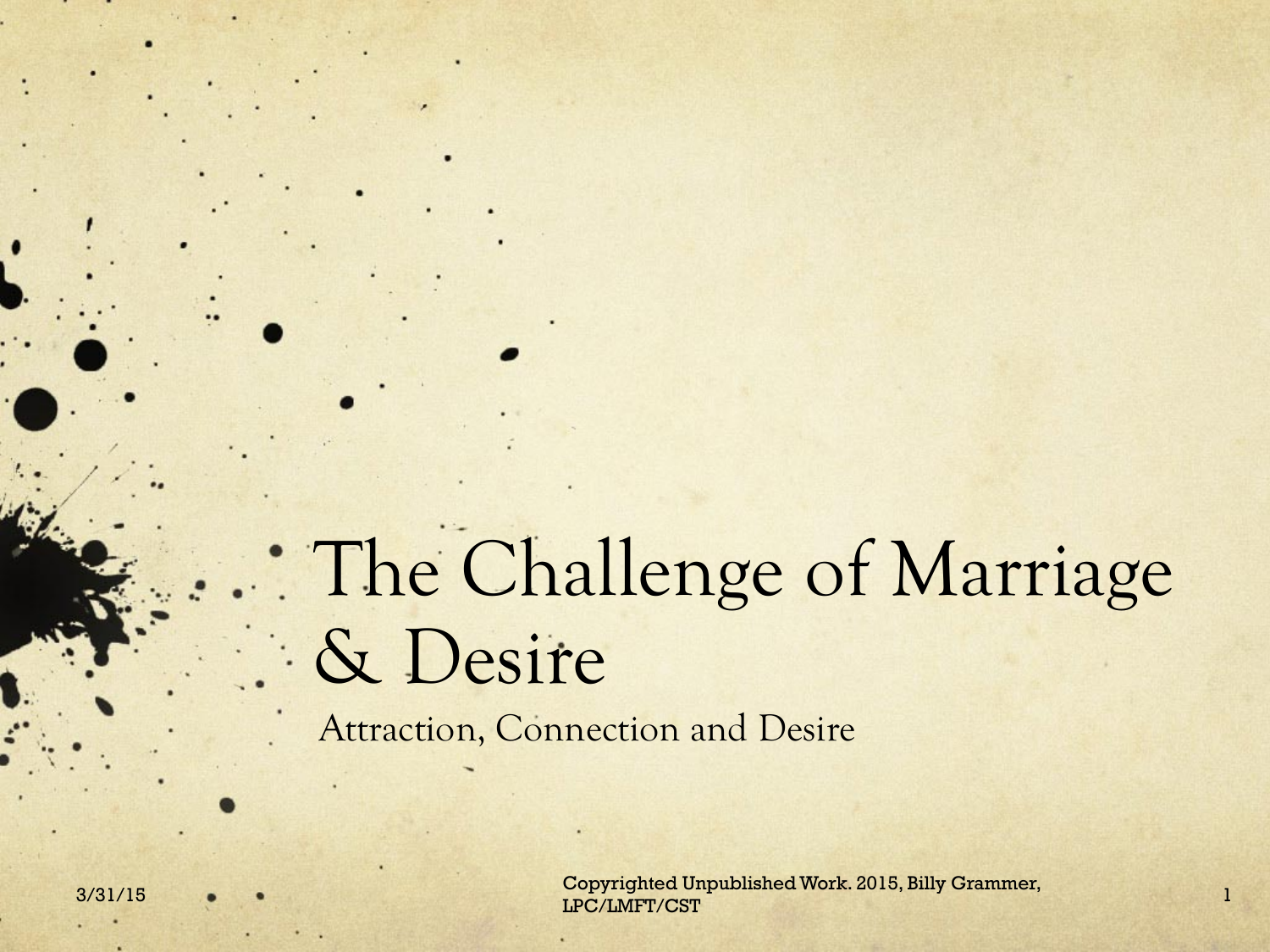# The Challenge of Marriage & Desire

Attraction, Connection and Desire

3/31/15

Copyrighted Unpublished Work. 2015, Billy Grammer, LPC/LMFT/CST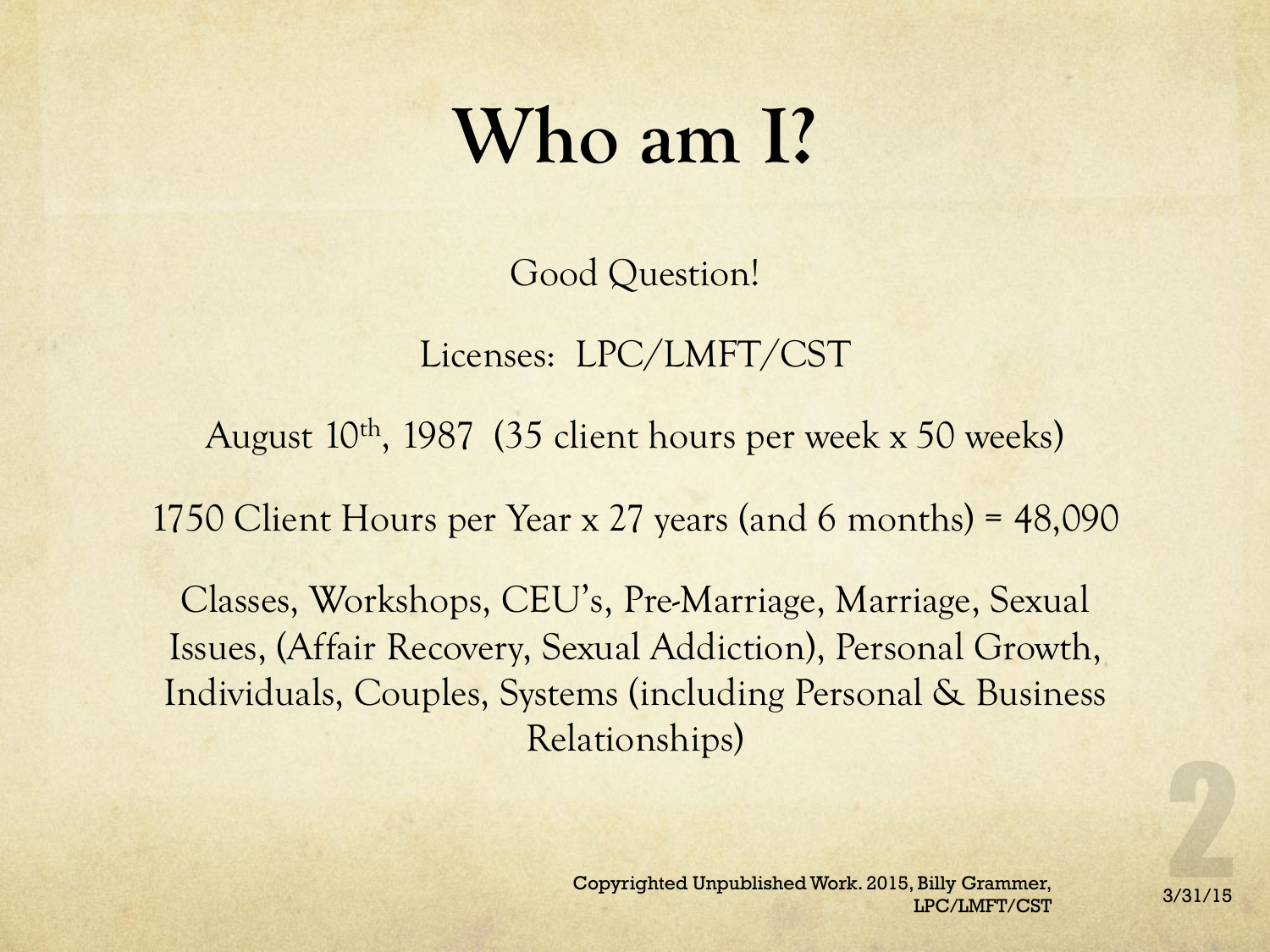# Who am I?

Good Question!

Licenses: LPC/LMFT/CST

August 10th, 1987 (35 client hours per week x 50 weeks)

1750 Client Hours per Year x 27 years (and 6 months) = 48,090

Classes, Workshops, CEU's, Pre-Marriage, Marriage, Sexual Issues, (Affair Recovery, Sexual Addiction), Personal Growth, Individuals, Couples, Systems (including Personal & Business Relationships)

Copyrighted Unpublished Work. 2015, Billy Grammer, LPC/LMFT/CST

3/31/15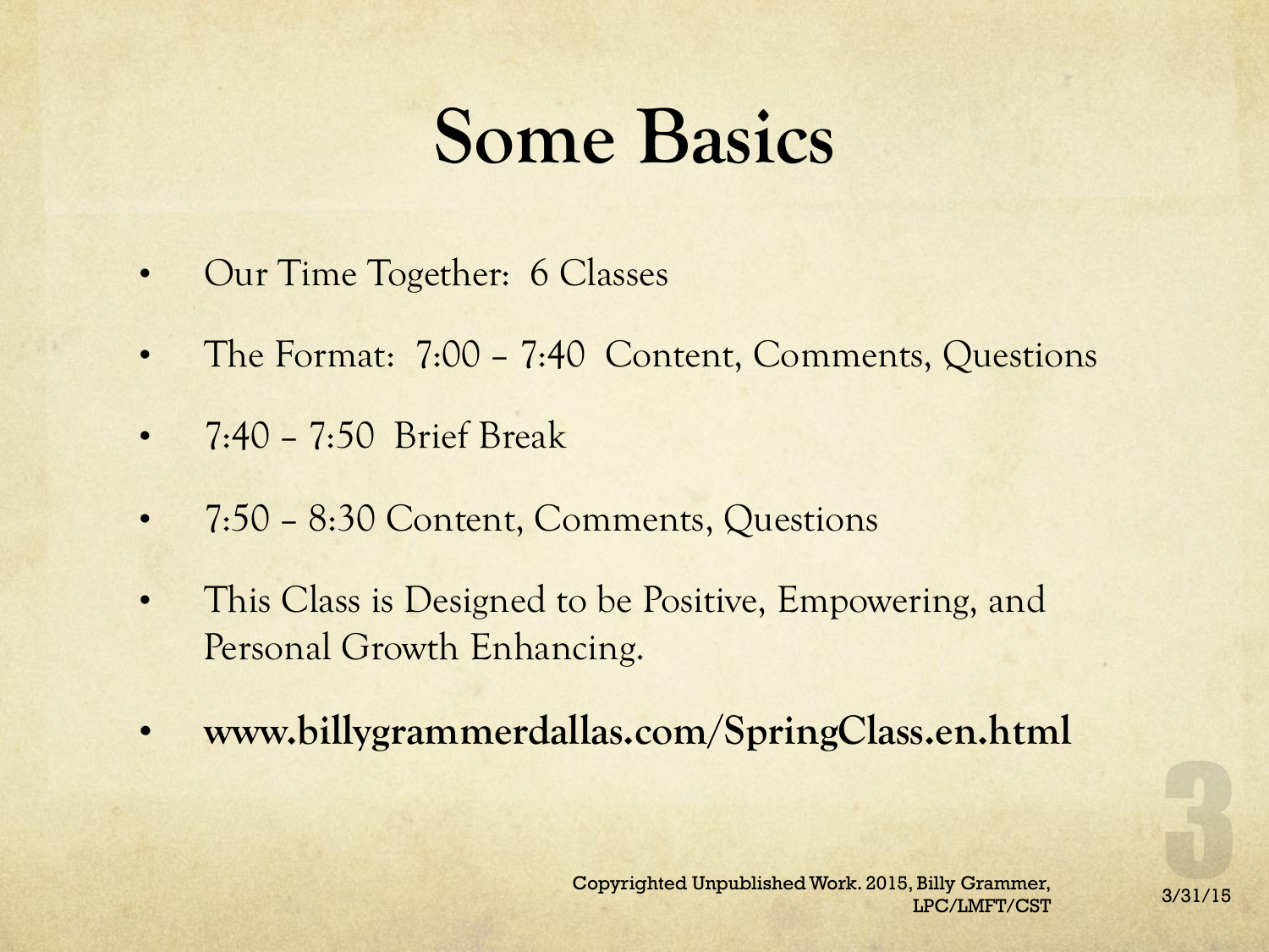# Some Basics

- Our Time Together: 6 Classes
- The Format: 7:00 – 7:40 Content, Comments, Questions
- 7:40 – 7:50 Brief Break
- 7:50 – 8:30 Content, Comments, Questions
- This Class is Designed to be Positive, Empowering, and Personal Growth Enhancing.
- **www.billygrammerdallas.com/SpringClass.en.html**

Copyrighted Unpublished Work. 2015, Billy Grammer, LPC/LMFT/CST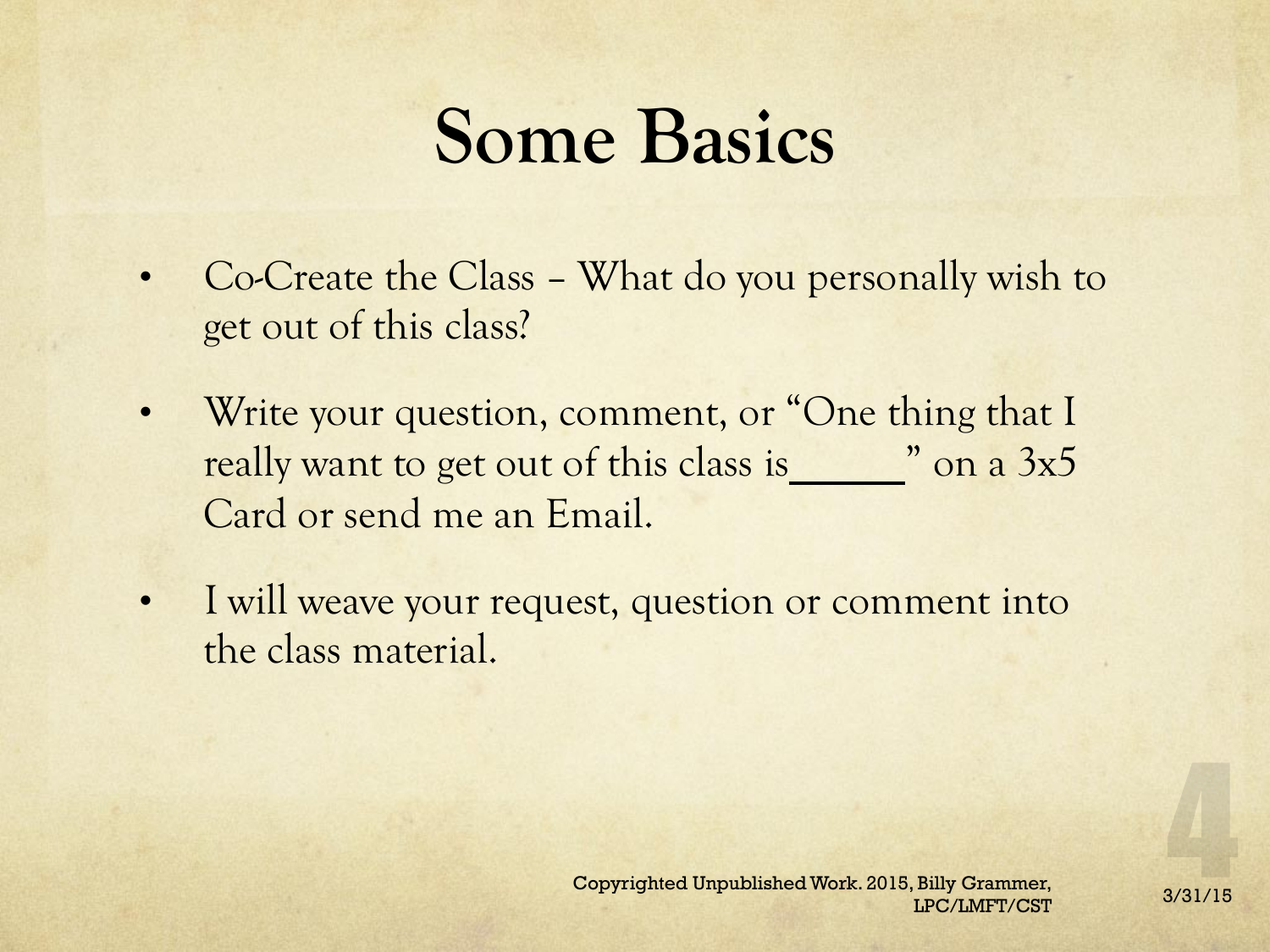# Some Basics

- Co-Create the Class – What do you personally wish to get out of this class?
- Write your question, comment, or "One thing that I really want to get out of this class is______" on a 3x5 Card or send me an Email.
- I will weave your request, question or comment into the class material.

Copyrighted Unpublished Work. 2015, Billy Grammer, LPC/LMFT/CST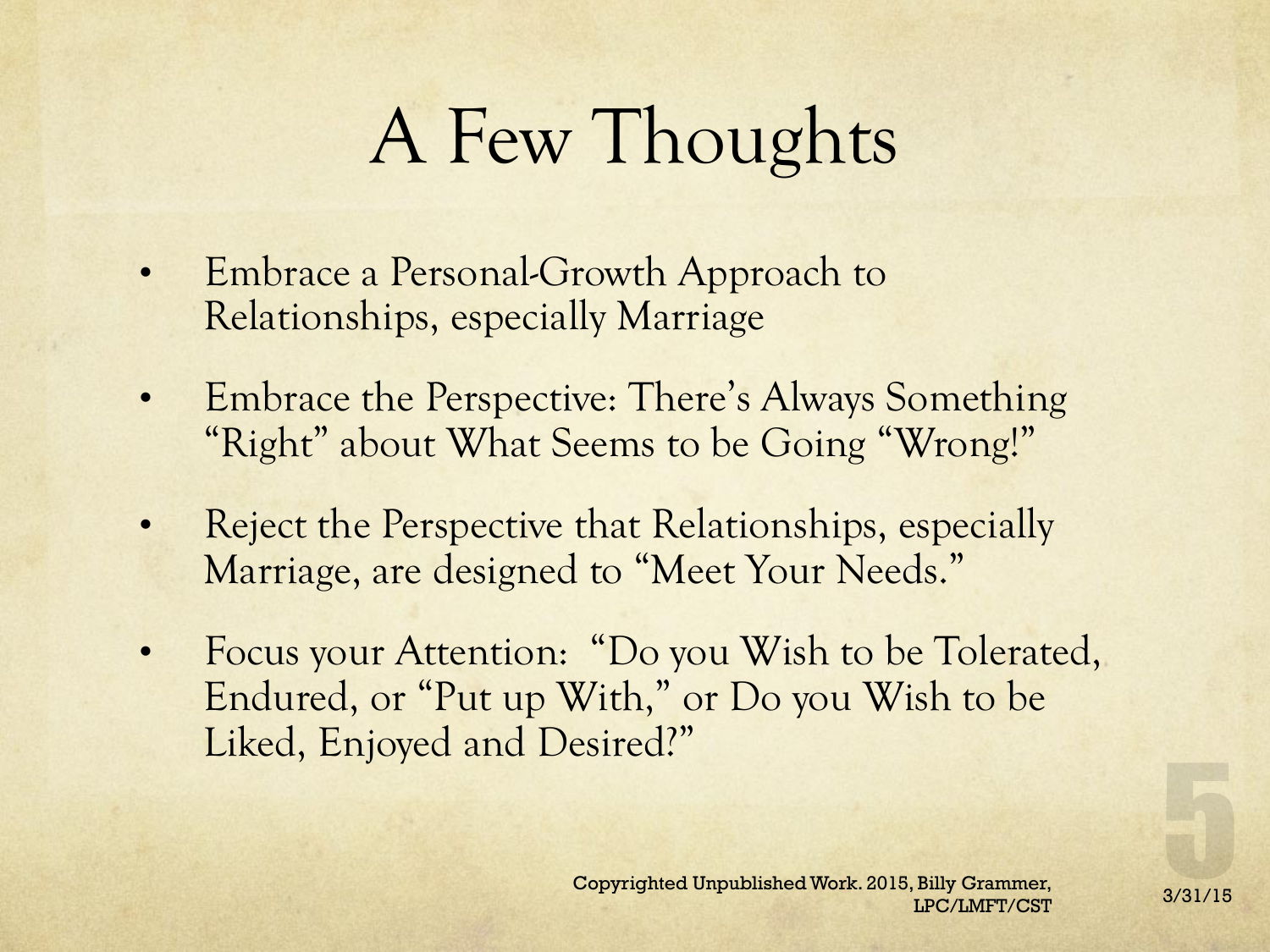# A Few Thoughts

- Embrace a Personal-Growth Approach to Relationships, especially Marriage
- Embrace the Perspective: There's Always Something "Right" about What Seems to be Going "Wrong!"
- Reject the Perspective that Relationships, especially Marriage, are designed to "Meet Your Needs."
- Focus your Attention: "Do you Wish to be Tolerated, Endured, or "Put up With," or Do you Wish to be Liked, Enjoyed and Desired?"

Copyrighted Unpublished Work. 2015, Billy Grammer, LPC/LMFT/CST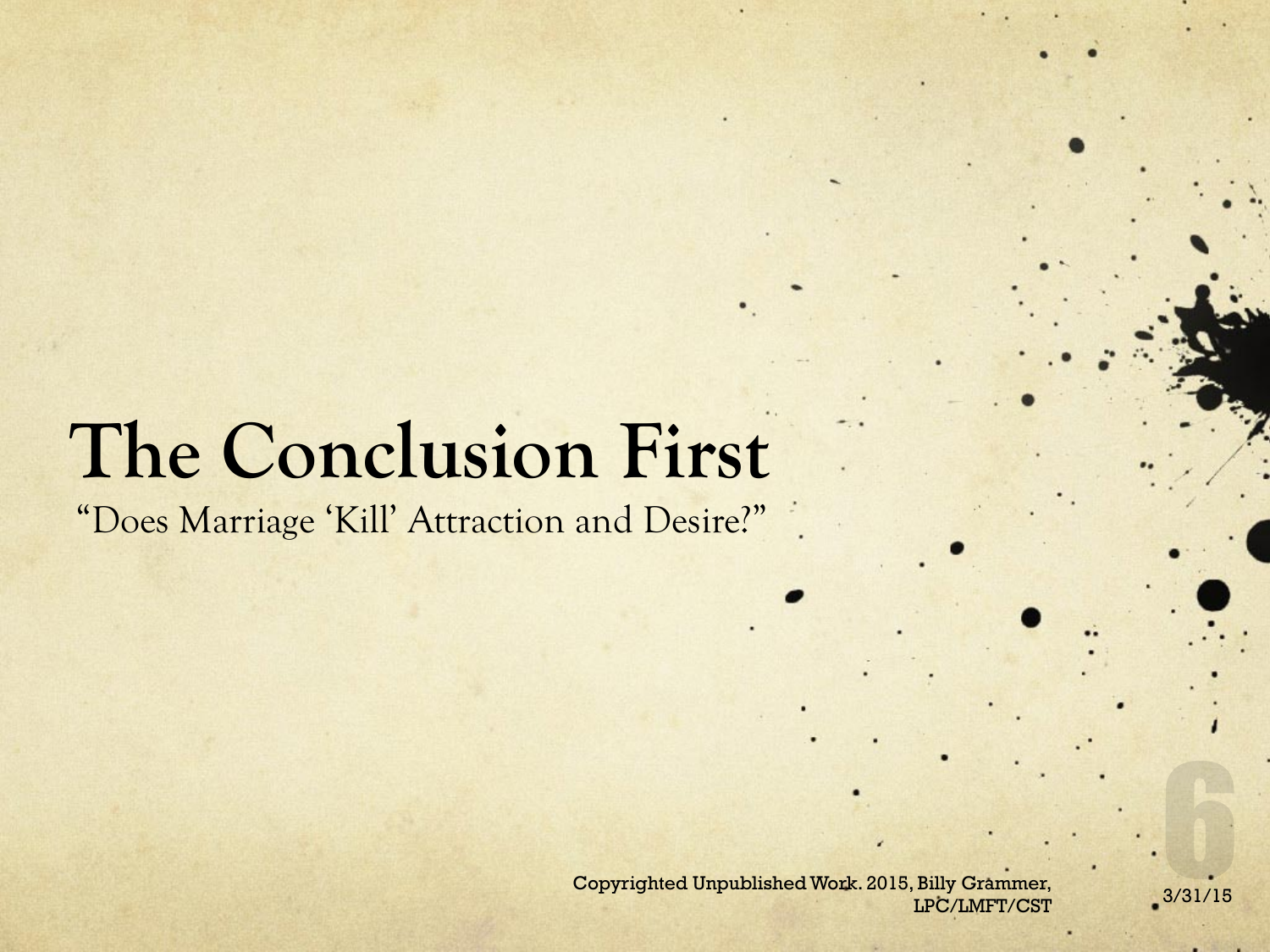# The Conclusion First

"Does Marriage 'Kill' Attraction and Desire?"

Copyrighted Unpublished Work. 2015, Billy Grammer, LPC/LMFT/CST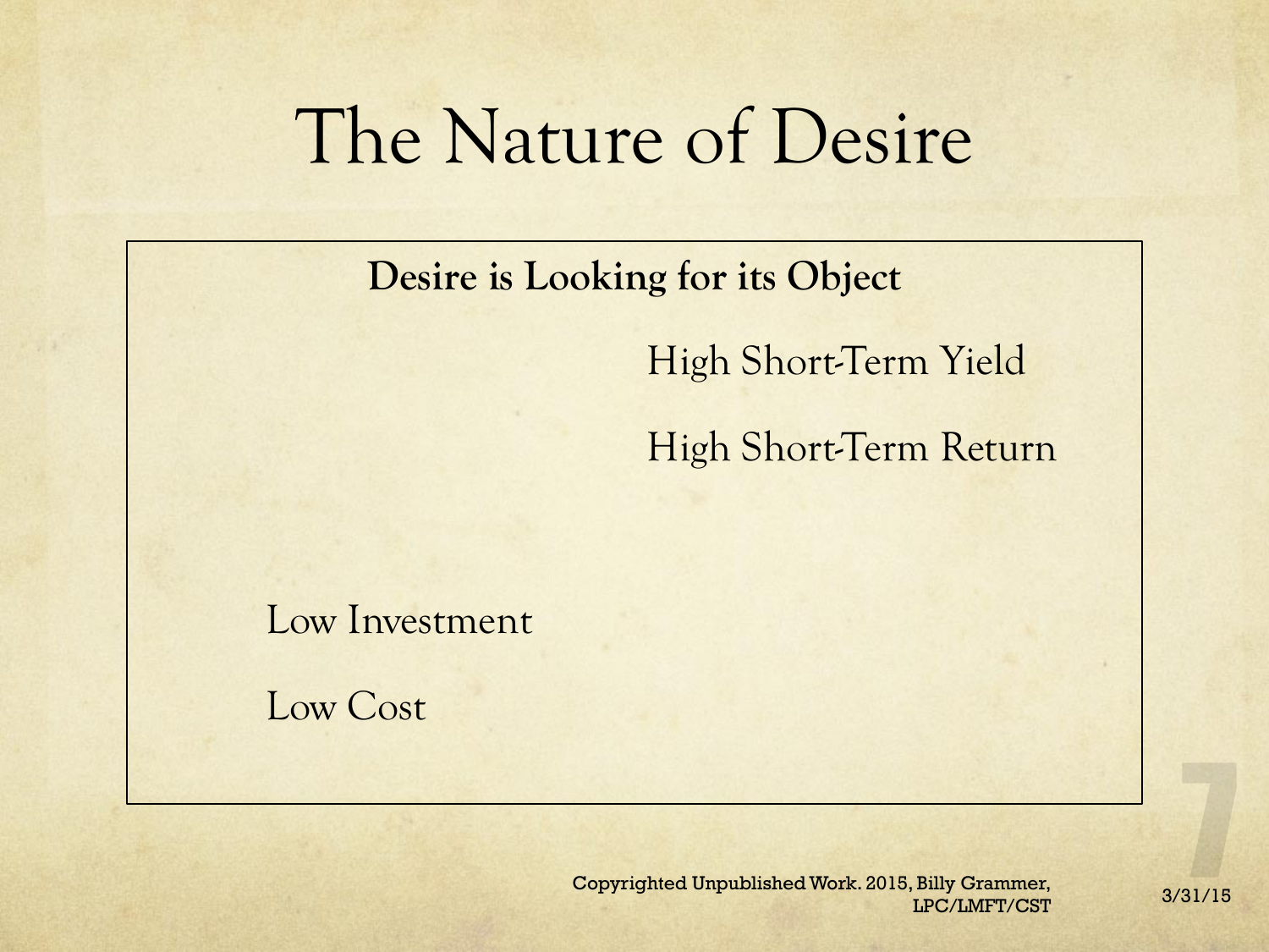# The Nature of Desire

**Desire is Looking for its Object**

High Short-Term Yield

High Short-Term Return

Low Investment

Low Cost

Copyrighted Unpublished Work. 2015, Billy Grammer, LPC/LMFT/CST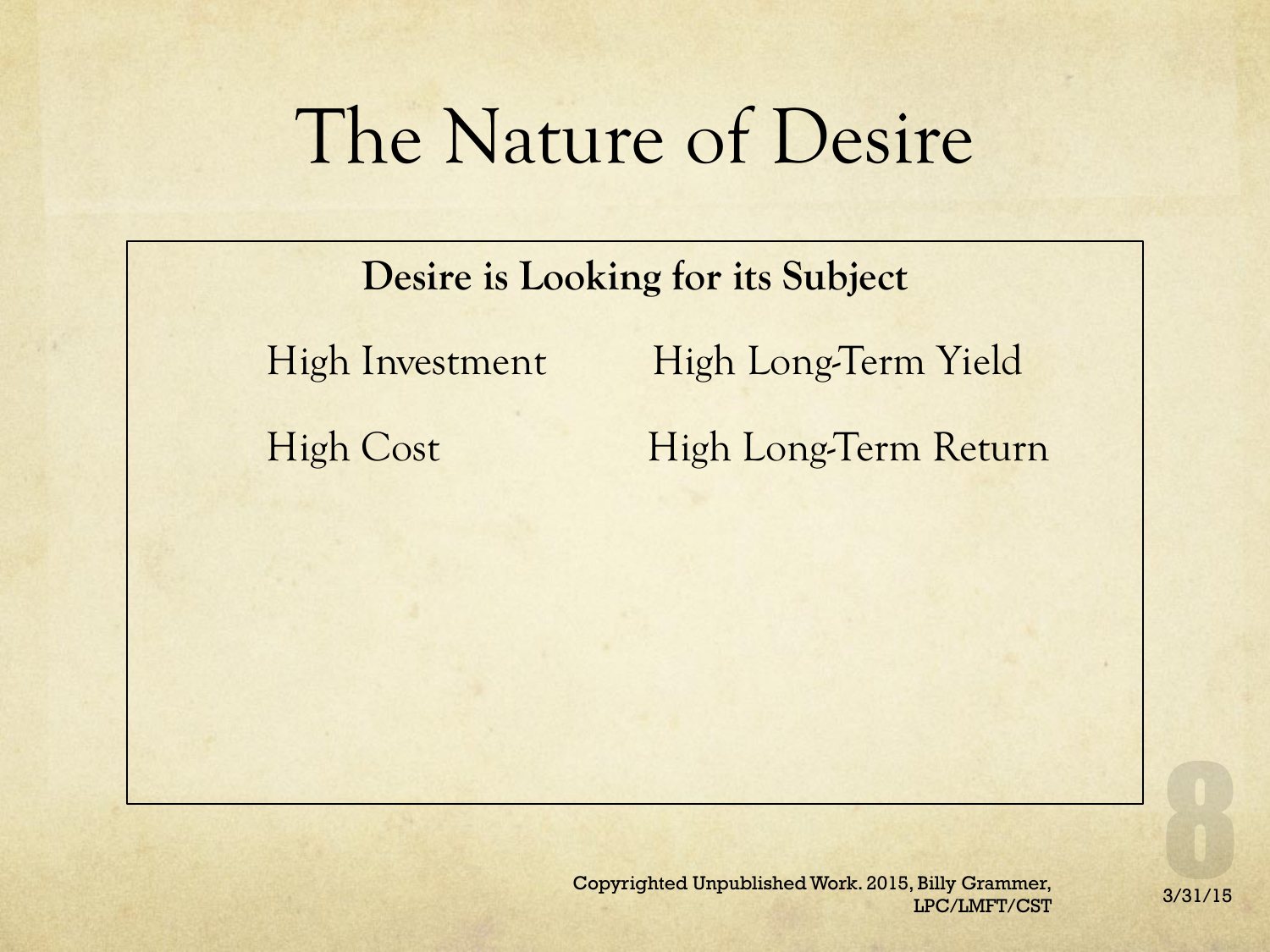# The Nature of Desire

**Desire is Looking for its Subject**

| | |
|---|---|
| High Investment | High Long-Term Yield |
| High Cost | High Long-Term Return |

Copyrighted Unpublished Work. 2015, Billy Grammer, LPC/LMFT/CST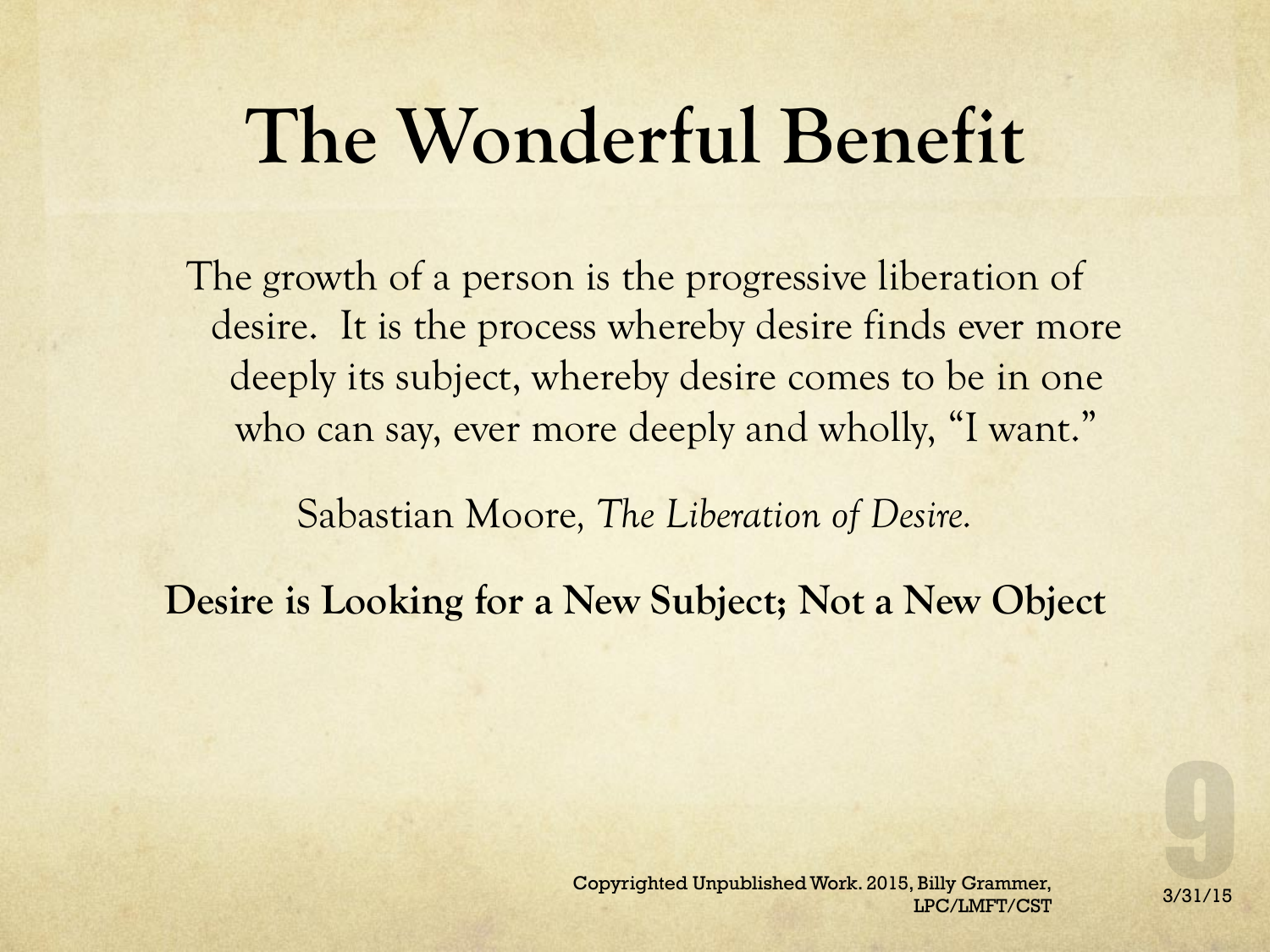# The Wonderful Benefit

The growth of a person is the progressive liberation of desire. It is the process whereby desire finds ever more deeply its subject, whereby desire comes to be in one who can say, ever more deeply and wholly, “I want.”

Sabastian Moore, *The Liberation of Desire.*

**Desire is Looking for a New Subject; Not a New Object**

Copyrighted Unpublished Work. 2015, Billy Grammer, LPC/LMFT/CST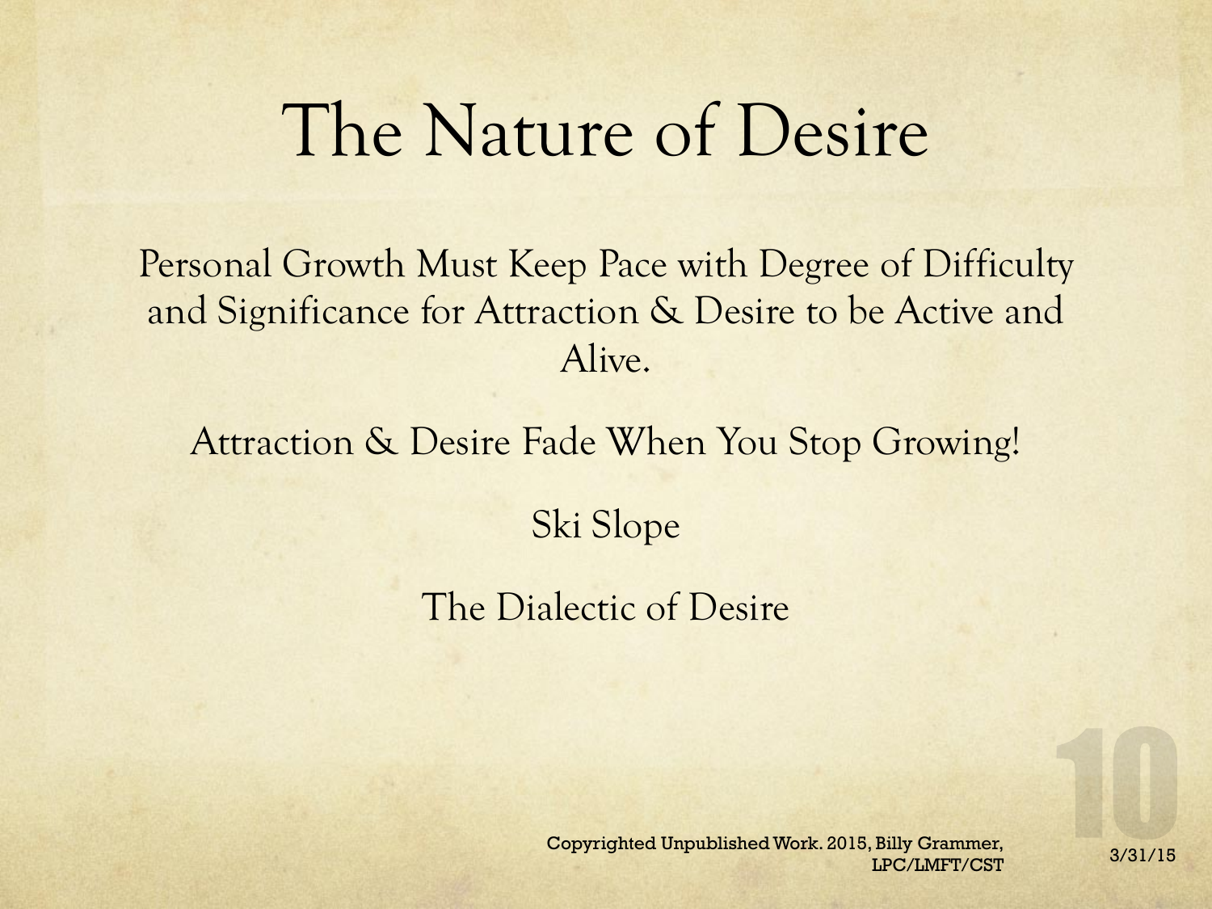# The Nature of Desire

Personal Growth Must Keep Pace with Degree of Difficulty and Significance for Attraction & Desire to be Active and Alive.

Attraction & Desire Fade When You Stop Growing!

Ski Slope

The Dialectic of Desire

Copyrighted Unpublished Work. 2015, Billy Grammer, LPC/LMFT/CST